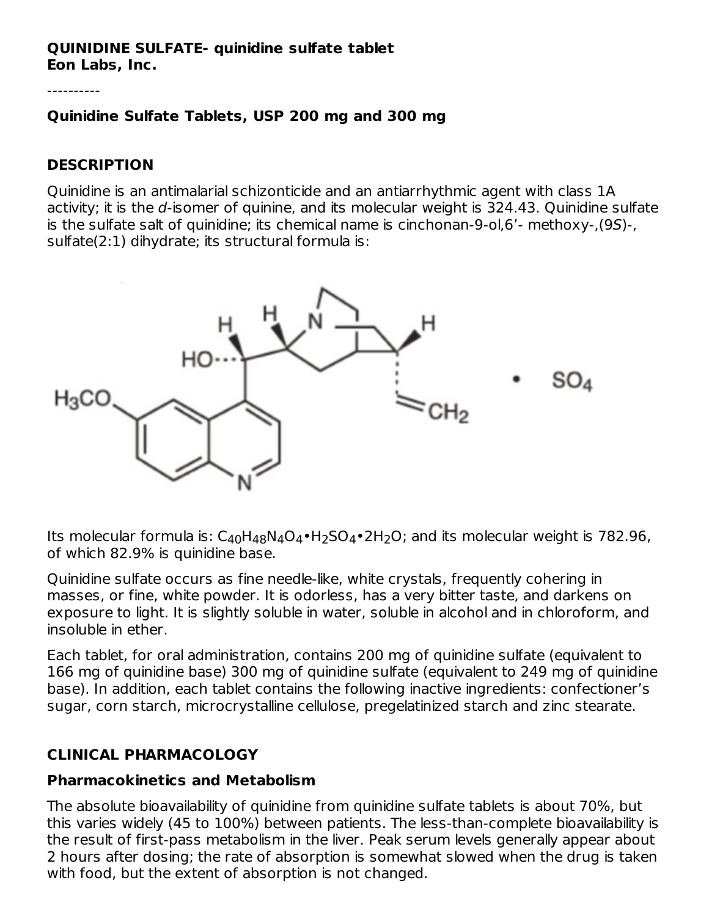**QUINIDINE SULFATE- quinidine sulfate tablet**
**Eon Labs, Inc.**

----------

**Quinidine Sulfate Tablets, USP 200 mg and 300 mg**

## DESCRIPTION

Quinidine is an antimalarial schizonticide and an antiarrhythmic agent with class 1A activity; it is the *d*-isomer of quinine, and its molecular weight is 324.43. Quinidine sulfate is the sulfate salt of quinidine; its chemical name is cinchonan-9-ol,6'- methoxy-,(9*S*)-, sulfate(2:1) dihydrate; its structural formula is:

Its molecular formula is: $C_{40}H_{48}N_4O_4 \cdot H_2SO_4 \cdot 2H_2O$; and its molecular weight is 782.96, of which 82.9% is quinidine base.

Quinidine sulfate occurs as fine needle-like, white crystals, frequently cohering in masses, or fine, white powder. It is odorless, has a very bitter taste, and darkens on exposure to light. It is slightly soluble in water, soluble in alcohol and in chloroform, and insoluble in ether.

Each tablet, for oral administration, contains 200 mg of quinidine sulfate (equivalent to 166 mg of quinidine base) 300 mg of quinidine sulfate (equivalent to 249 mg of quinidine base). In addition, each tablet contains the following inactive ingredients: confectioner's sugar, corn starch, microcrystalline cellulose, pregelatinized starch and zinc stearate.

## CLINICAL PHARMACOLOGY

### Pharmacokinetics and Metabolism

The absolute bioavailability of quinidine from quinidine sulfate tablets is about 70%, but this varies widely (45 to 100%) between patients. The less-than-complete bioavailability is the result of first-pass metabolism in the liver. Peak serum levels generally appear about 2 hours after dosing; the rate of absorption is somewhat slowed when the drug is taken with food, but the extent of absorption is not changed.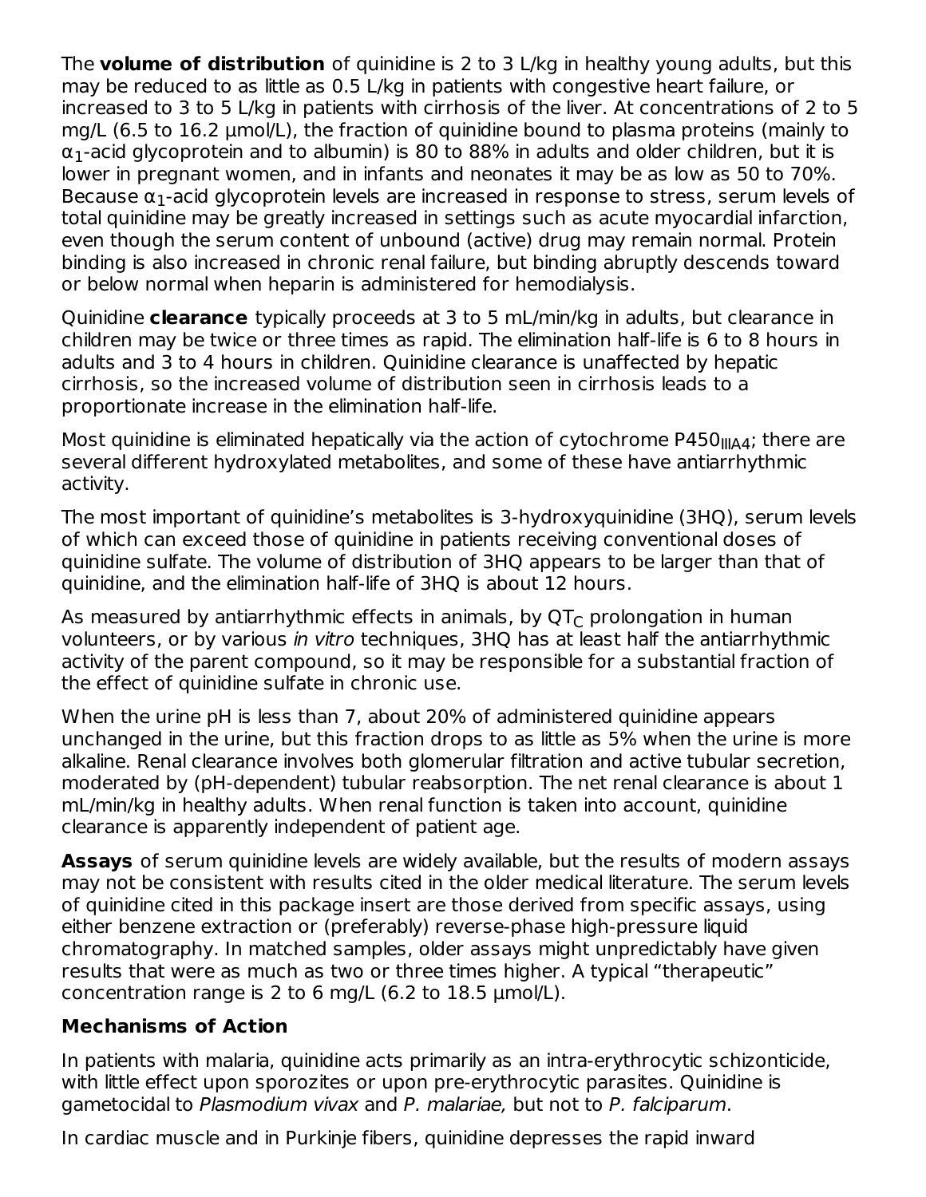The **volume of distribution** of quinidine is 2 to 3 L/kg in healthy young adults, but this may be reduced to as little as 0.5 L/kg in patients with congestive heart failure, or increased to 3 to 5 L/kg in patients with cirrhosis of the liver. At concentrations of 2 to 5 mg/L (6.5 to 16.2 µmol/L), the fraction of quinidine bound to plasma proteins (mainly to $\alpha_1$-acid glycoprotein and to albumin) is 80 to 88% in adults and older children, but it is lower in pregnant women, and in infants and neonates it may be as low as 50 to 70%. Because $\alpha_1$-acid glycoprotein levels are increased in response to stress, serum levels of total quinidine may be greatly increased in settings such as acute myocardial infarction, even though the serum content of unbound (active) drug may remain normal. Protein binding is also increased in chronic renal failure, but binding abruptly descends toward or below normal when heparin is administered for hemodialysis.

Quinidine **clearance** typically proceeds at 3 to 5 mL/min/kg in adults, but clearance in children may be twice or three times as rapid. The elimination half-life is 6 to 8 hours in adults and 3 to 4 hours in children. Quinidine clearance is unaffected by hepatic cirrhosis, so the increased volume of distribution seen in cirrhosis leads to a proportionate increase in the elimination half-life.

Most quinidine is eliminated hepatically via the action of cytochrome $P450_{IIIA4}$; there are several different hydroxylated metabolites, and some of these have antiarrhythmic activity.

The most important of quinidine's metabolites is 3-hydroxyquinidine (3HQ), serum levels of which can exceed those of quinidine in patients receiving conventional doses of quinidine sulfate. The volume of distribution of 3HQ appears to be larger than that of quinidine, and the elimination half-life of 3HQ is about 12 hours.

As measured by antiarrhythmic effects in animals, by $QT_C$ prolongation in human volunteers, or by various *in vitro* techniques, 3HQ has at least half the antiarrhythmic activity of the parent compound, so it may be responsible for a substantial fraction of the effect of quinidine sulfate in chronic use.

When the urine pH is less than 7, about 20% of administered quinidine appears unchanged in the urine, but this fraction drops to as little as 5% when the urine is more alkaline. Renal clearance involves both glomerular filtration and active tubular secretion, moderated by (pH-dependent) tubular reabsorption. The net renal clearance is about 1 mL/min/kg in healthy adults. When renal function is taken into account, quinidine clearance is apparently independent of patient age.

**Assays** of serum quinidine levels are widely available, but the results of modern assays may not be consistent with results cited in the older medical literature. The serum levels of quinidine cited in this package insert are those derived from specific assays, using either benzene extraction or (preferably) reverse-phase high-pressure liquid chromatography. In matched samples, older assays might unpredictably have given results that were as much as two or three times higher. A typical "therapeutic" concentration range is 2 to 6 mg/L (6.2 to 18.5 µmol/L).

### Mechanisms of Action

In patients with malaria, quinidine acts primarily as an intra-erythrocytic schizonticide, with little effect upon sporozites or upon pre-erythrocytic parasites. Quinidine is gametocidal to *Plasmodium vivax* and *P. malariae,* but not to *P. falciparum*.

In cardiac muscle and in Purkinje fibers, quinidine depresses the rapid inward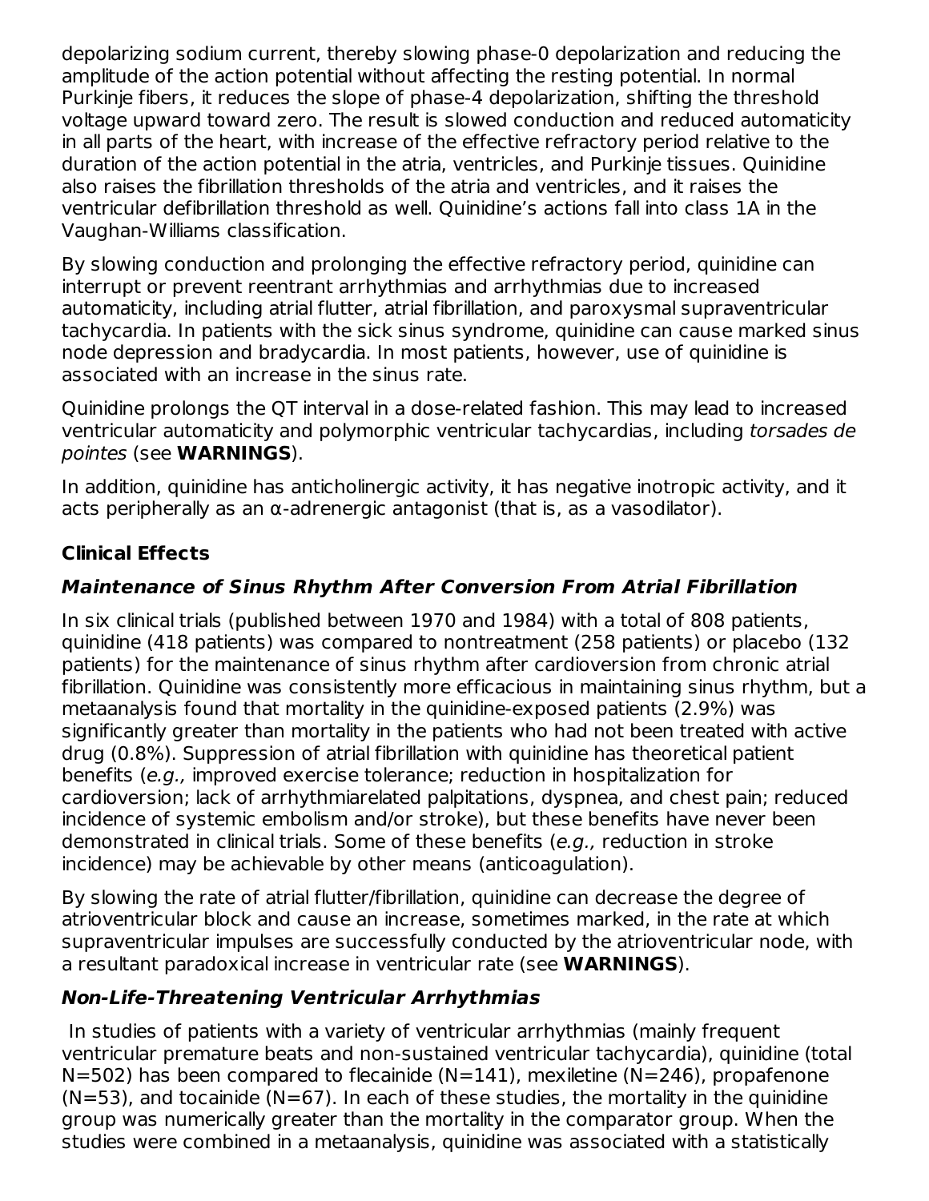depolarizing sodium current, thereby slowing phase-0 depolarization and reducing the amplitude of the action potential without affecting the resting potential. In normal Purkinje fibers, it reduces the slope of phase-4 depolarization, shifting the threshold voltage upward toward zero. The result is slowed conduction and reduced automaticity in all parts of the heart, with increase of the effective refractory period relative to the duration of the action potential in the atria, ventricles, and Purkinje tissues. Quinidine also raises the fibrillation thresholds of the atria and ventricles, and it raises the ventricular defibrillation threshold as well. Quinidine's actions fall into class 1A in the Vaughan-Williams classification.

By slowing conduction and prolonging the effective refractory period, quinidine can interrupt or prevent reentrant arrhythmias and arrhythmias due to increased automaticity, including atrial flutter, atrial fibrillation, and paroxysmal supraventricular tachycardia. In patients with the sick sinus syndrome, quinidine can cause marked sinus node depression and bradycardia. In most patients, however, use of quinidine is associated with an increase in the sinus rate.

Quinidine prolongs the QT interval in a dose-related fashion. This may lead to increased ventricular automaticity and polymorphic ventricular tachycardias, including *torsades de pointes* (see **WARNINGS**).

In addition, quinidine has anticholinergic activity, it has negative inotropic activity, and it acts peripherally as an α-adrenergic antagonist (that is, as a vasodilator).

## Clinical Effects

### *Maintenance of Sinus Rhythm After Conversion From Atrial Fibrillation*

In six clinical trials (published between 1970 and 1984) with a total of 808 patients, quinidine (418 patients) was compared to nontreatment (258 patients) or placebo (132 patients) for the maintenance of sinus rhythm after cardioversion from chronic atrial fibrillation. Quinidine was consistently more efficacious in maintaining sinus rhythm, but a metaanalysis found that mortality in the quinidine-exposed patients (2.9%) was significantly greater than mortality in the patients who had not been treated with active drug (0.8%). Suppression of atrial fibrillation with quinidine has theoretical patient benefits (*e.g.,* improved exercise tolerance; reduction in hospitalization for cardioversion; lack of arrhythmiarelated palpitations, dyspnea, and chest pain; reduced incidence of systemic embolism and/or stroke), but these benefits have never been demonstrated in clinical trials. Some of these benefits (*e.g.,* reduction in stroke incidence) may be achievable by other means (anticoagulation).

By slowing the rate of atrial flutter/fibrillation, quinidine can decrease the degree of atrioventricular block and cause an increase, sometimes marked, in the rate at which supraventricular impulses are successfully conducted by the atrioventricular node, with a resultant paradoxical increase in ventricular rate (see **WARNINGS**).

### *Non-Life-Threatening Ventricular Arrhythmias*

In studies of patients with a variety of ventricular arrhythmias (mainly frequent ventricular premature beats and non-sustained ventricular tachycardia), quinidine (total N=502) has been compared to flecainide (N=141), mexiletine (N=246), propafenone (N=53), and tocainide (N=67). In each of these studies, the mortality in the quinidine group was numerically greater than the mortality in the comparator group. When the studies were combined in a metaanalysis, quinidine was associated with a statistically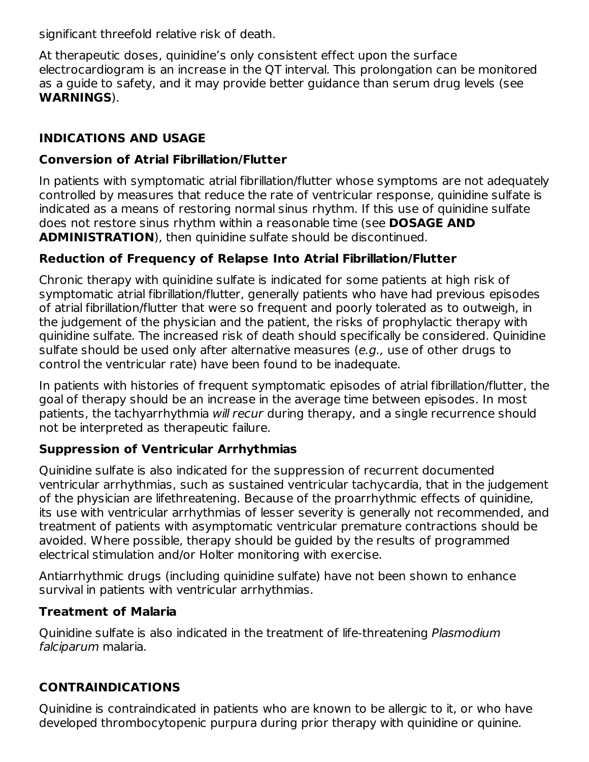significant threefold relative risk of death.

At therapeutic doses, quinidine's only consistent effect upon the surface electrocardiogram is an increase in the QT interval. This prolongation can be monitored as a guide to safety, and it may provide better guidance than serum drug levels (see **WARNINGS**).

## INDICATIONS AND USAGE

### Conversion of Atrial Fibrillation/Flutter

In patients with symptomatic atrial fibrillation/flutter whose symptoms are not adequately controlled by measures that reduce the rate of ventricular response, quinidine sulfate is indicated as a means of restoring normal sinus rhythm. If this use of quinidine sulfate does not restore sinus rhythm within a reasonable time (see **DOSAGE AND ADMINISTRATION**), then quinidine sulfate should be discontinued.

### Reduction of Frequency of Relapse Into Atrial Fibrillation/Flutter

Chronic therapy with quinidine sulfate is indicated for some patients at high risk of symptomatic atrial fibrillation/flutter, generally patients who have had previous episodes of atrial fibrillation/flutter that were so frequent and poorly tolerated as to outweigh, in the judgement of the physician and the patient, the risks of prophylactic therapy with quinidine sulfate. The increased risk of death should specifically be considered. Quinidine sulfate should be used only after alternative measures (*e.g.,* use of other drugs to control the ventricular rate) have been found to be inadequate.

In patients with histories of frequent symptomatic episodes of atrial fibrillation/flutter, the goal of therapy should be an increase in the average time between episodes. In most patients, the tachyarrhythmia *will recur* during therapy, and a single recurrence should not be interpreted as therapeutic failure.

### Suppression of Ventricular Arrhythmias

Quinidine sulfate is also indicated for the suppression of recurrent documented ventricular arrhythmias, such as sustained ventricular tachycardia, that in the judgement of the physician are lifethreatening. Because of the proarrhythmic effects of quinidine, its use with ventricular arrhythmias of lesser severity is generally not recommended, and treatment of patients with asymptomatic ventricular premature contractions should be avoided. Where possible, therapy should be guided by the results of programmed electrical stimulation and/or Holter monitoring with exercise.

Antiarrhythmic drugs (including quinidine sulfate) have not been shown to enhance survival in patients with ventricular arrhythmias.

### Treatment of Malaria

Quinidine sulfate is also indicated in the treatment of life-threatening *Plasmodium falciparum* malaria.

## CONTRAINDICATIONS

Quinidine is contraindicated in patients who are known to be allergic to it, or who have developed thrombocytopenic purpura during prior therapy with quinidine or quinine.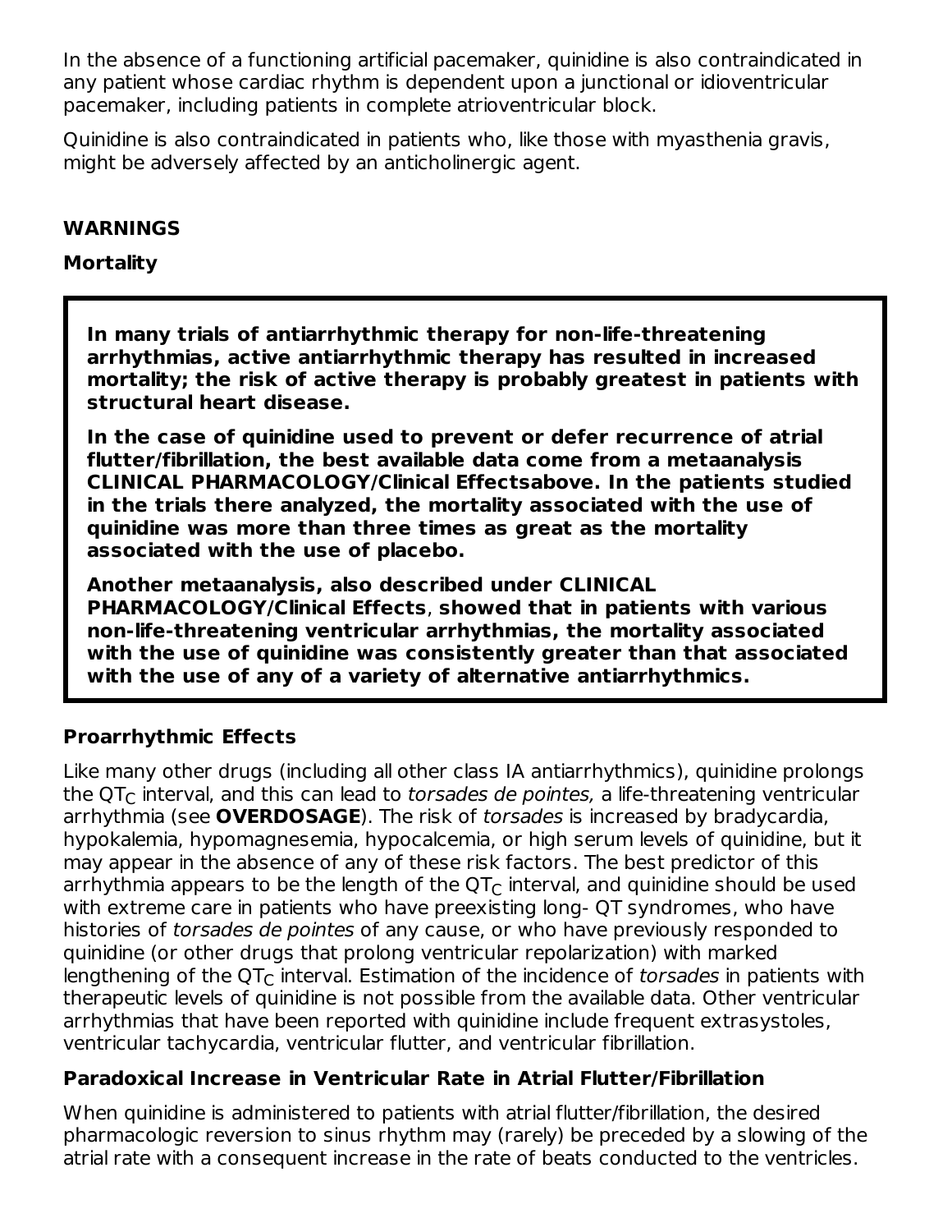In the absence of a functioning artificial pacemaker, quinidine is also contraindicated in any patient whose cardiac rhythm is dependent upon a junctional or idioventricular pacemaker, including patients in complete atrioventricular block.

Quinidine is also contraindicated in patients who, like those with myasthenia gravis, might be adversely affected by an anticholinergic agent.

## WARNINGS

### Mortality

**In many trials of antiarrhythmic therapy for non-life-threatening arrhythmias, active antiarrhythmic therapy has resulted in increased mortality; the risk of active therapy is probably greatest in patients with structural heart disease.**

**In the case of quinidine used to prevent or defer recurrence of atrial flutter/fibrillation, the best available data come from a metaanalysis CLINICAL PHARMACOLOGY/Clinical Effectsabove. In the patients studied in the trials there analyzed, the mortality associated with the use of quinidine was more than three times as great as the mortality associated with the use of placebo.**

**Another metaanalysis, also described under CLINICAL PHARMACOLOGY/Clinical Effects, showed that in patients with various non-life-threatening ventricular arrhythmias, the mortality associated with the use of quinidine was consistently greater than that associated with the use of any of a variety of alternative antiarrhythmics.**

### Proarrhythmic Effects

Like many other drugs (including all other class IA antiarrhythmics), quinidine prolongs the $QT_C$ interval, and this can lead to *torsades de pointes,* a life-threatening ventricular arrhythmia (see **OVERDOSAGE**). The risk of *torsades* is increased by bradycardia, hypokalemia, hypomagnesemia, hypocalcemia, or high serum levels of quinidine, but it may appear in the absence of any of these risk factors. The best predictor of this arrhythmia appears to be the length of the $QT_C$ interval, and quinidine should be used with extreme care in patients who have preexisting long- QT syndromes, who have histories of *torsades de pointes* of any cause, or who have previously responded to quinidine (or other drugs that prolong ventricular repolarization) with marked lengthening of the $QT_C$ interval. Estimation of the incidence of *torsades* in patients with therapeutic levels of quinidine is not possible from the available data. Other ventricular arrhythmias that have been reported with quinidine include frequent extrasystoles, ventricular tachycardia, ventricular flutter, and ventricular fibrillation.

### Paradoxical Increase in Ventricular Rate in Atrial Flutter/Fibrillation

When quinidine is administered to patients with atrial flutter/fibrillation, the desired pharmacologic reversion to sinus rhythm may (rarely) be preceded by a slowing of the atrial rate with a consequent increase in the rate of beats conducted to the ventricles.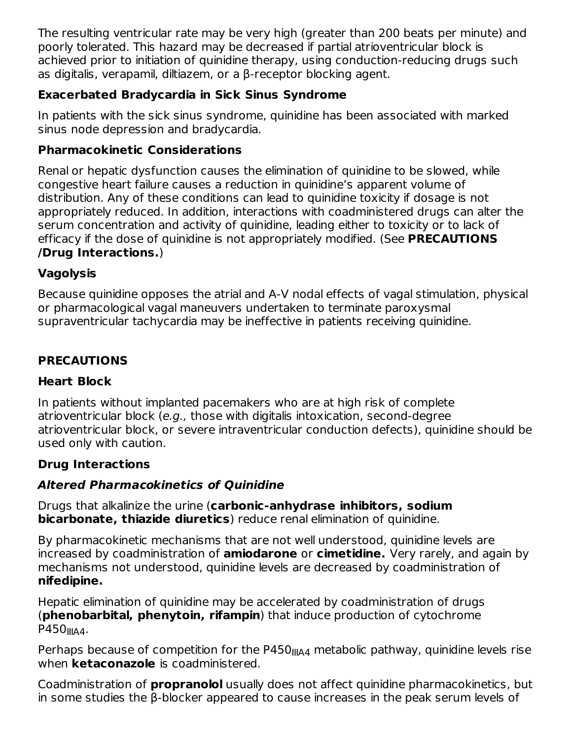The resulting ventricular rate may be very high (greater than 200 beats per minute) and poorly tolerated. This hazard may be decreased if partial atrioventricular block is achieved prior to initiation of quinidine therapy, using conduction-reducing drugs such as digitalis, verapamil, diltiazem, or a β-receptor blocking agent.

### Exacerbated Bradycardia in Sick Sinus Syndrome

In patients with the sick sinus syndrome, quinidine has been associated with marked sinus node depression and bradycardia.

### Pharmacokinetic Considerations

Renal or hepatic dysfunction causes the elimination of quinidine to be slowed, while congestive heart failure causes a reduction in quinidine's apparent volume of distribution. Any of these conditions can lead to quinidine toxicity if dosage is not appropriately reduced. In addition, interactions with coadministered drugs can alter the serum concentration and activity of quinidine, leading either to toxicity or to lack of efficacy if the dose of quinidine is not appropriately modified. (See **PRECAUTIONS /Drug Interactions.**)

### Vagolysis

Because quinidine opposes the atrial and A-V nodal effects of vagal stimulation, physical or pharmacological vagal maneuvers undertaken to terminate paroxysmal supraventricular tachycardia may be ineffective in patients receiving quinidine.

## PRECAUTIONS

### Heart Block

In patients without implanted pacemakers who are at high risk of complete atrioventricular block (*e.g.,* those with digitalis intoxication, second-degree atrioventricular block, or severe intraventricular conduction defects), quinidine should be used only with caution.

### Drug Interactions

#### *Altered Pharmacokinetics of Quinidine*

Drugs that alkalinize the urine (**carbonic-anhydrase inhibitors, sodium bicarbonate, thiazide diuretics**) reduce renal elimination of quinidine.

By pharmacokinetic mechanisms that are not well understood, quinidine levels are increased by coadministration of **amiodarone** or **cimetidine.** Very rarely, and again by mechanisms not understood, quinidine levels are decreased by coadministration of **nifedipine.**

Hepatic elimination of quinidine may be accelerated by coadministration of drugs (**phenobarbital, phenytoin, rifampin**) that induce production of cytochrome $P450_{IIIA4}$.

Perhaps because of competition for the $P450_{IIIA4}$ metabolic pathway, quinidine levels rise when **ketaconazole** is coadministered.

Coadministration of **propranolol** usually does not affect quinidine pharmacokinetics, but in some studies the β-blocker appeared to cause increases in the peak serum levels of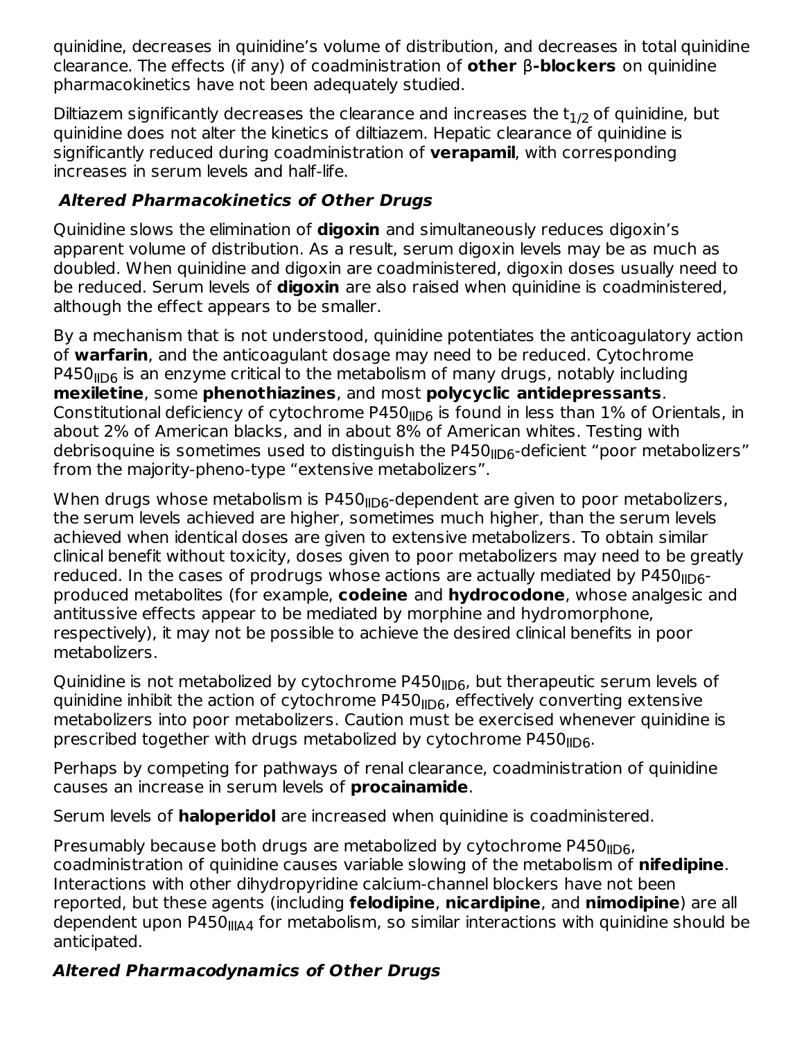quinidine, decreases in quinidine's volume of distribution, and decreases in total quinidine clearance. The effects (if any) of coadministration of **other** β**-blockers** on quinidine pharmacokinetics have not been adequately studied.

Diltiazem significantly decreases the clearance and increases the $t_{1/2}$ of quinidine, but quinidine does not alter the kinetics of diltiazem. Hepatic clearance of quinidine is significantly reduced during coadministration of **verapamil**, with corresponding increases in serum levels and half-life.

### *Altered Pharmacokinetics of Other Drugs*

Quinidine slows the elimination of **digoxin** and simultaneously reduces digoxin's apparent volume of distribution. As a result, serum digoxin levels may be as much as doubled. When quinidine and digoxin are coadministered, digoxin doses usually need to be reduced. Serum levels of **digoxin** are also raised when quinidine is coadministered, although the effect appears to be smaller.

By a mechanism that is not understood, quinidine potentiates the anticoagulatory action of **warfarin**, and the anticoagulant dosage may need to be reduced. Cytochrome $P450_{IID6}$ is an enzyme critical to the metabolism of many drugs, notably including **mexiletine**, some **phenothiazines**, and most **polycyclic antidepressants**. Constitutional deficiency of cytochrome $P450_{IID6}$ is found in less than 1% of Orientals, in about 2% of American blacks, and in about 8% of American whites. Testing with debrisoquine is sometimes used to distinguish the $P450_{IID6}$-deficient "poor metabolizers" from the majority-pheno-type "extensive metabolizers".

When drugs whose metabolism is $P450_{IID6}$-dependent are given to poor metabolizers, the serum levels achieved are higher, sometimes much higher, than the serum levels achieved when identical doses are given to extensive metabolizers. To obtain similar clinical benefit without toxicity, doses given to poor metabolizers may need to be greatly reduced. In the cases of prodrugs whose actions are actually mediated by $P450_{IID6}$-produced metabolites (for example, **codeine** and **hydrocodone**, whose analgesic and antitussive effects appear to be mediated by morphine and hydromorphone, respectively), it may not be possible to achieve the desired clinical benefits in poor metabolizers.

Quinidine is not metabolized by cytochrome $P450_{IID6}$, but therapeutic serum levels of quinidine inhibit the action of cytochrome $P450_{IID6}$, effectively converting extensive metabolizers into poor metabolizers. Caution must be exercised whenever quinidine is prescribed together with drugs metabolized by cytochrome $P450_{IID6}$.

Perhaps by competing for pathways of renal clearance, coadministration of quinidine causes an increase in serum levels of **procainamide**.

Serum levels of **haloperidol** are increased when quinidine is coadministered.

Presumably because both drugs are metabolized by cytochrome $P450_{IID6}$, coadministration of quinidine causes variable slowing of the metabolism of **nifedipine**. Interactions with other dihydropyridine calcium-channel blockers have not been reported, but these agents (including **felodipine**, **nicardipine**, and **nimodipine**) are all dependent upon $P450_{IIIA4}$ for metabolism, so similar interactions with quinidine should be anticipated.

### *Altered Pharmacodynamics of Other Drugs*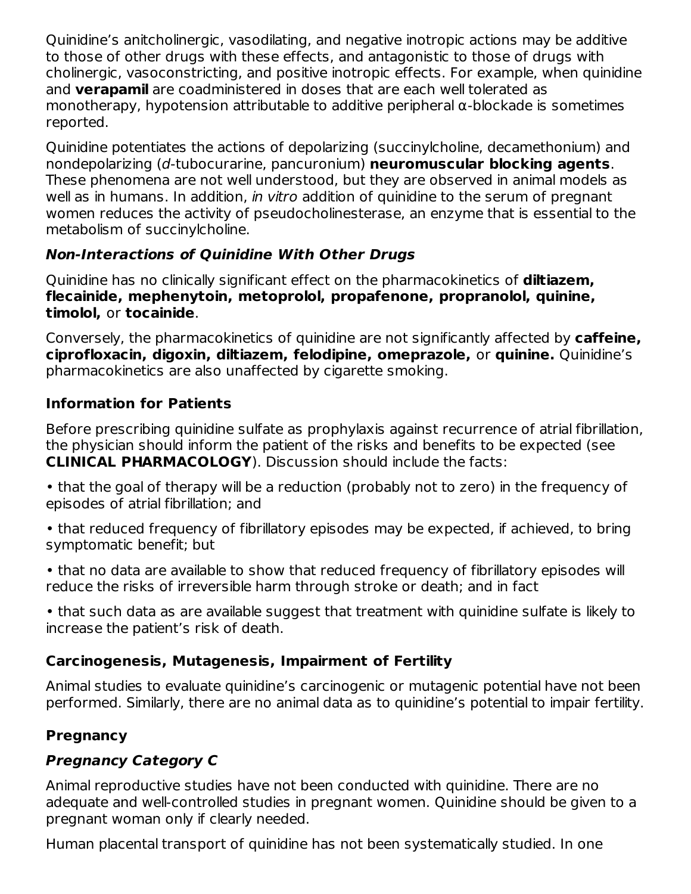Quinidine's anitcholinergic, vasodilating, and negative inotropic actions may be additive to those of other drugs with these effects, and antagonistic to those of drugs with cholinergic, vasoconstricting, and positive inotropic effects. For example, when quinidine and **verapamil** are coadministered in doses that are each well tolerated as monotherapy, hypotension attributable to additive peripheral α-blockade is sometimes reported.

Quinidine potentiates the actions of depolarizing (succinylcholine, decamethonium) and nondepolarizing (*d*-tubocurarine, pancuronium) **neuromuscular blocking agents**. These phenomena are not well understood, but they are observed in animal models as well as in humans. In addition, *in vitro* addition of quinidine to the serum of pregnant women reduces the activity of pseudocholinesterase, an enzyme that is essential to the metabolism of succinylcholine.

***Non-Interactions of Quinidine With Other Drugs***

Quinidine has no clinically significant effect on the pharmacokinetics of **diltiazem, flecainide, mephenytoin, metoprolol, propafenone, propranolol, quinine, timolol,** or **tocainide**.

Conversely, the pharmacokinetics of quinidine are not significantly affected by **caffeine, ciprofloxacin, digoxin, diltiazem, felodipine, omeprazole,** or **quinine.** Quinidine's pharmacokinetics are also unaffected by cigarette smoking.

### Information for Patients

Before prescribing quinidine sulfate as prophylaxis against recurrence of atrial fibrillation, the physician should inform the patient of the risks and benefits to be expected (see **CLINICAL PHARMACOLOGY**). Discussion should include the facts:

- that the goal of therapy will be a reduction (probably not to zero) in the frequency of episodes of atrial fibrillation; and
- that reduced frequency of fibrillatory episodes may be expected, if achieved, to bring symptomatic benefit; but
- that no data are available to show that reduced frequency of fibrillatory episodes will reduce the risks of irreversible harm through stroke or death; and in fact
- that such data as are available suggest that treatment with quinidine sulfate is likely to increase the patient's risk of death.

### Carcinogenesis, Mutagenesis, Impairment of Fertility

Animal studies to evaluate quinidine's carcinogenic or mutagenic potential have not been performed. Similarly, there are no animal data as to quinidine's potential to impair fertility.

### Pregnancy

***Pregnancy Category C***

Animal reproductive studies have not been conducted with quinidine. There are no adequate and well-controlled studies in pregnant women. Quinidine should be given to a pregnant woman only if clearly needed.

Human placental transport of quinidine has not been systematically studied. In one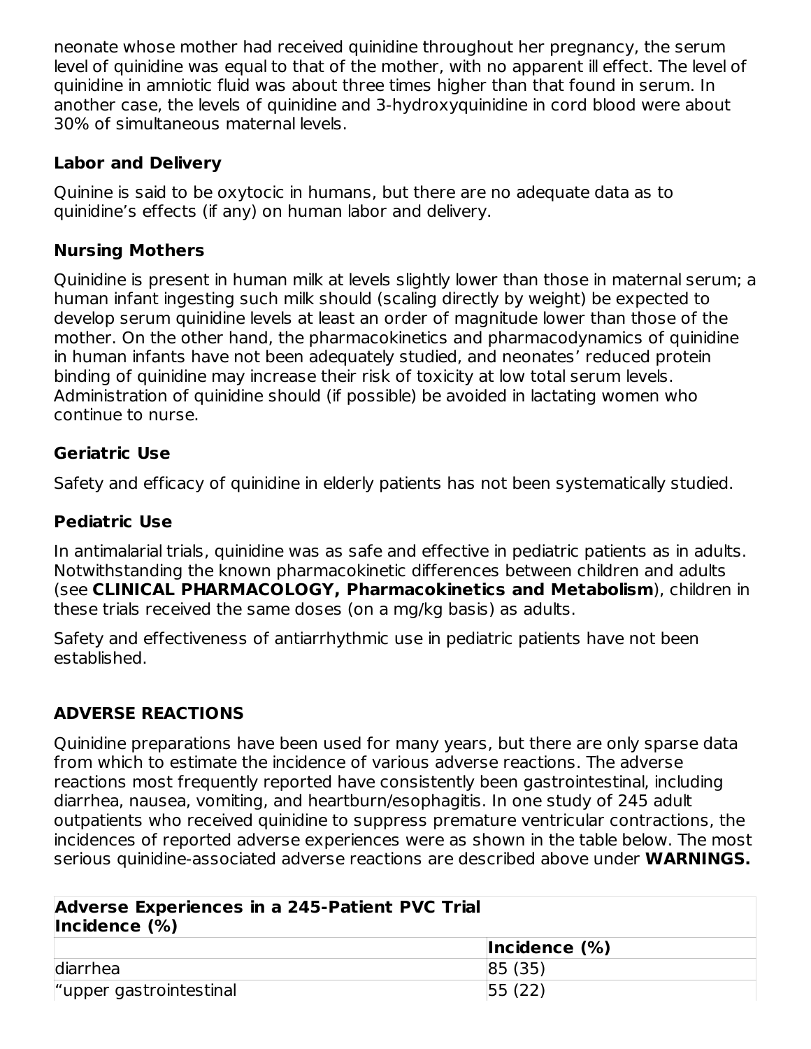neonate whose mother had received quinidine throughout her pregnancy, the serum level of quinidine was equal to that of the mother, with no apparent ill effect. The level of quinidine in amniotic fluid was about three times higher than that found in serum. In another case, the levels of quinidine and 3-hydroxyquinidine in cord blood were about 30% of simultaneous maternal levels.

### Labor and Delivery

Quinine is said to be oxytocic in humans, but there are no adequate data as to quinidine's effects (if any) on human labor and delivery.

### Nursing Mothers

Quinidine is present in human milk at levels slightly lower than those in maternal serum; a human infant ingesting such milk should (scaling directly by weight) be expected to develop serum quinidine levels at least an order of magnitude lower than those of the mother. On the other hand, the pharmacokinetics and pharmacodynamics of quinidine in human infants have not been adequately studied, and neonates' reduced protein binding of quinidine may increase their risk of toxicity at low total serum levels. Administration of quinidine should (if possible) be avoided in lactating women who continue to nurse.

### Geriatric Use

Safety and efficacy of quinidine in elderly patients has not been systematically studied.

### Pediatric Use

In antimalarial trials, quinidine was as safe and effective in pediatric patients as in adults. Notwithstanding the known pharmacokinetic differences between children and adults (see **CLINICAL PHARMACOLOGY, Pharmacokinetics and Metabolism**), children in these trials received the same doses (on a mg/kg basis) as adults.

Safety and effectiveness of antiarrhythmic use in pediatric patients have not been established.

## ADVERSE REACTIONS

Quinidine preparations have been used for many years, but there are only sparse data from which to estimate the incidence of various adverse reactions. The adverse reactions most frequently reported have consistently been gastrointestinal, including diarrhea, nausea, vomiting, and heartburn/esophagitis. In one study of 245 adult outpatients who received quinidine to suppress premature ventricular contractions, the incidences of reported adverse experiences were as shown in the table below. The most serious quinidine-associated adverse reactions are described above under **WARNINGS.**

| Adverse Experiences in a 245-Patient PVC Trial Incidence (%) | |
|---|---|
| | **Incidence (%)** |
| diarrhea | 85 (35) |
| "upper gastrointestinal | 55 (22) |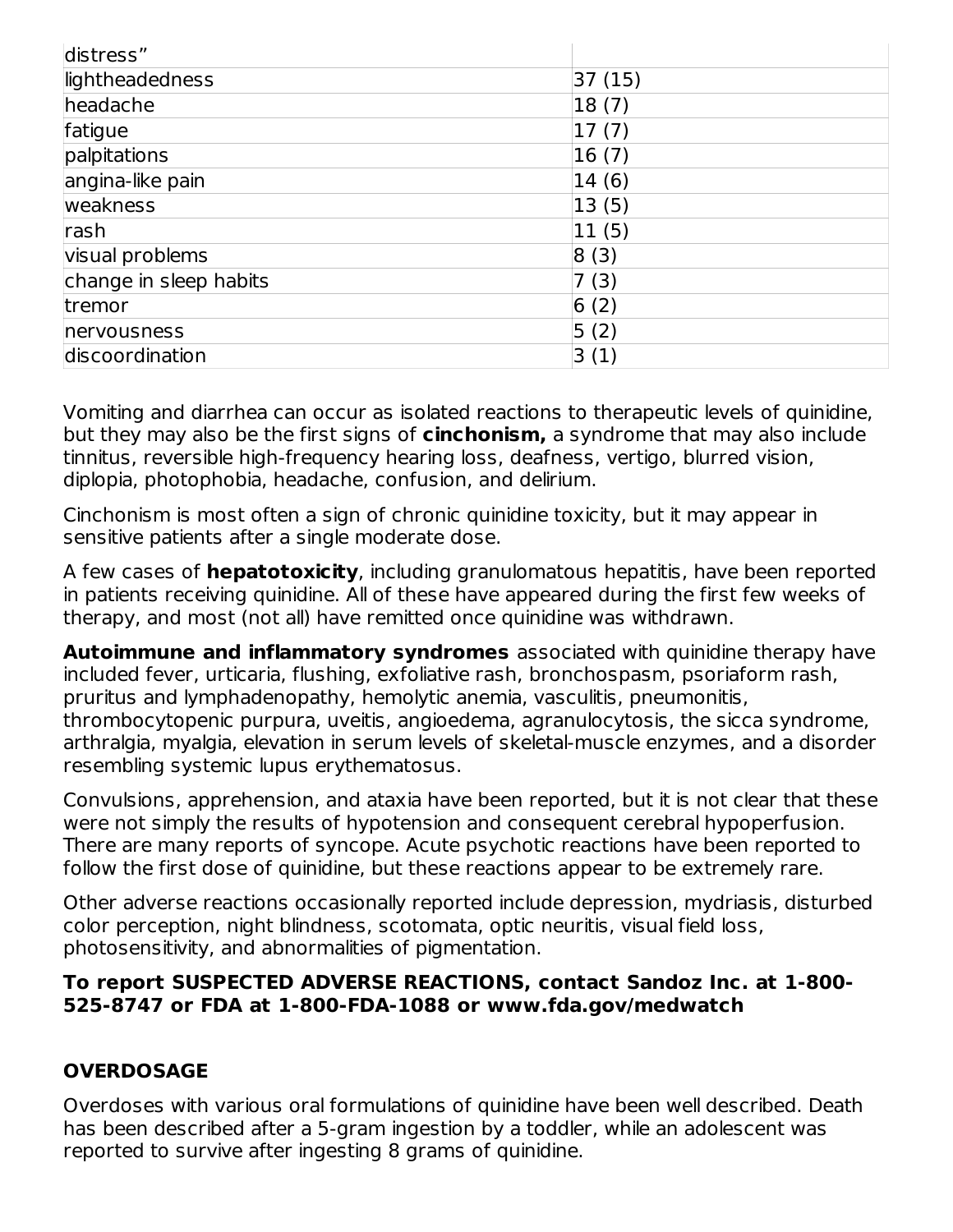| | |
|---|---|
| distress" | |
| lightheadedness | 37 (15) |
| headache | 18 (7) |
| fatigue | 17 (7) |
| palpitations | 16 (7) |
| angina-like pain | 14 (6) |
| weakness | 13 (5) |
| rash | 11 (5) |
| visual problems | 8 (3) |
| change in sleep habits | 7 (3) |
| tremor | 6 (2) |
| nervousness | 5 (2) |
| discoordination | 3 (1) |

Vomiting and diarrhea can occur as isolated reactions to therapeutic levels of quinidine, but they may also be the first signs of **cinchonism,** a syndrome that may also include tinnitus, reversible high-frequency hearing loss, deafness, vertigo, blurred vision, diplopia, photophobia, headache, confusion, and delirium.

Cinchonism is most often a sign of chronic quinidine toxicity, but it may appear in sensitive patients after a single moderate dose.

A few cases of **hepatotoxicity**, including granulomatous hepatitis, have been reported in patients receiving quinidine. All of these have appeared during the first few weeks of therapy, and most (not all) have remitted once quinidine was withdrawn.

**Autoimmune and inflammatory syndromes** associated with quinidine therapy have included fever, urticaria, flushing, exfoliative rash, bronchospasm, psoriaform rash, pruritus and lymphadenopathy, hemolytic anemia, vasculitis, pneumonitis, thrombocytopenic purpura, uveitis, angioedema, agranulocytosis, the sicca syndrome, arthralgia, myalgia, elevation in serum levels of skeletal-muscle enzymes, and a disorder resembling systemic lupus erythematosus.

Convulsions, apprehension, and ataxia have been reported, but it is not clear that these were not simply the results of hypotension and consequent cerebral hypoperfusion. There are many reports of syncope. Acute psychotic reactions have been reported to follow the first dose of quinidine, but these reactions appear to be extremely rare.

Other adverse reactions occasionally reported include depression, mydriasis, disturbed color perception, night blindness, scotomata, optic neuritis, visual field loss, photosensitivity, and abnormalities of pigmentation.

**To report SUSPECTED ADVERSE REACTIONS, contact Sandoz Inc. at 1-800-525-8747 or FDA at 1-800-FDA-1088 or www.fda.gov/medwatch**

## OVERDOSAGE

Overdoses with various oral formulations of quinidine have been well described. Death has been described after a 5-gram ingestion by a toddler, while an adolescent was reported to survive after ingesting 8 grams of quinidine.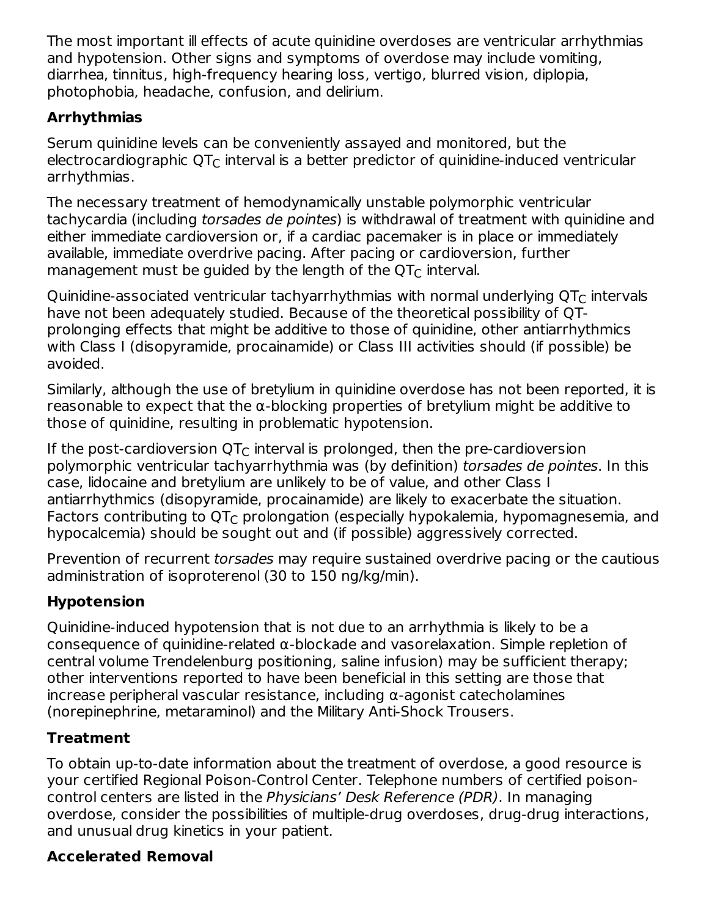The most important ill effects of acute quinidine overdoses are ventricular arrhythmias and hypotension. Other signs and symptoms of overdose may include vomiting, diarrhea, tinnitus, high-frequency hearing loss, vertigo, blurred vision, diplopia, photophobia, headache, confusion, and delirium.

### Arrhythmias

Serum quinidine levels can be conveniently assayed and monitored, but the electrocardiographic $QT_C$ interval is a better predictor of quinidine-induced ventricular arrhythmias.

The necessary treatment of hemodynamically unstable polymorphic ventricular tachycardia (including *torsades de pointes*) is withdrawal of treatment with quinidine and either immediate cardioversion or, if a cardiac pacemaker is in place or immediately available, immediate overdrive pacing. After pacing or cardioversion, further management must be guided by the length of the $QT_C$ interval.

Quinidine-associated ventricular tachyarrhythmias with normal underlying $QT_C$ intervals have not been adequately studied. Because of the theoretical possibility of QT-prolonging effects that might be additive to those of quinidine, other antiarrhythmics with Class I (disopyramide, procainamide) or Class III activities should (if possible) be avoided.

Similarly, although the use of bretylium in quinidine overdose has not been reported, it is reasonable to expect that the α-blocking properties of bretylium might be additive to those of quinidine, resulting in problematic hypotension.

If the post-cardioversion $QT_C$ interval is prolonged, then the pre-cardioversion polymorphic ventricular tachyarrhythmia was (by definition) *torsades de pointes*. In this case, lidocaine and bretylium are unlikely to be of value, and other Class I antiarrhythmics (disopyramide, procainamide) are likely to exacerbate the situation. Factors contributing to $QT_C$ prolongation (especially hypokalemia, hypomagnesemia, and hypocalcemia) should be sought out and (if possible) aggressively corrected.

Prevention of recurrent *torsades* may require sustained overdrive pacing or the cautious administration of isoproterenol (30 to 150 ng/kg/min).

### Hypotension

Quinidine-induced hypotension that is not due to an arrhythmia is likely to be a consequence of quinidine-related α-blockade and vasorelaxation. Simple repletion of central volume Trendelenburg positioning, saline infusion) may be sufficient therapy; other interventions reported to have been beneficial in this setting are those that increase peripheral vascular resistance, including α-agonist catecholamines (norepinephrine, metaraminol) and the Military Anti-Shock Trousers.

### Treatment

To obtain up-to-date information about the treatment of overdose, a good resource is your certified Regional Poison-Control Center. Telephone numbers of certified poison-control centers are listed in the *Physicians' Desk Reference (PDR)*. In managing overdose, consider the possibilities of multiple-drug overdoses, drug-drug interactions, and unusual drug kinetics in your patient.

### Accelerated Removal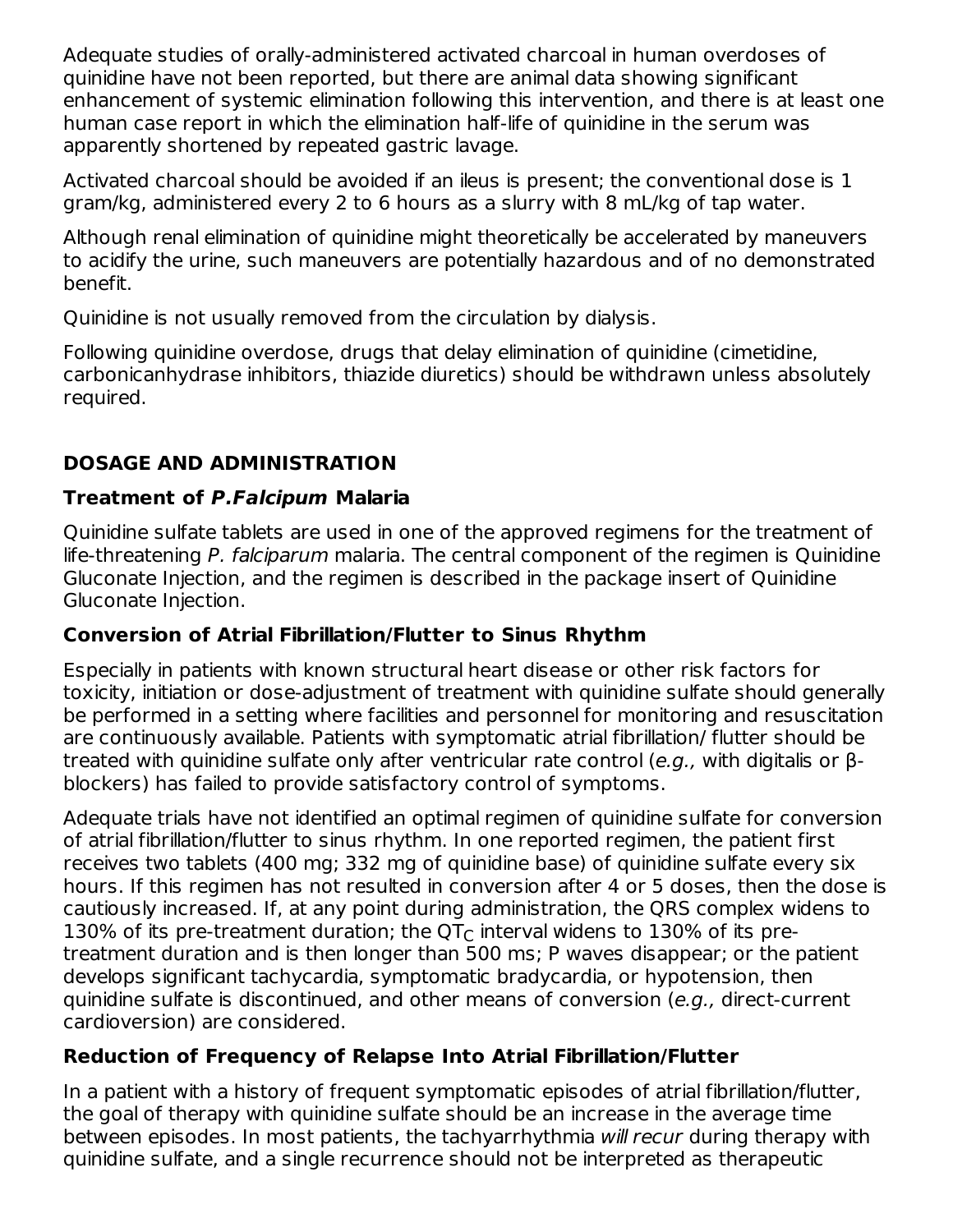Adequate studies of orally-administered activated charcoal in human overdoses of quinidine have not been reported, but there are animal data showing significant enhancement of systemic elimination following this intervention, and there is at least one human case report in which the elimination half-life of quinidine in the serum was apparently shortened by repeated gastric lavage.

Activated charcoal should be avoided if an ileus is present; the conventional dose is 1 gram/kg, administered every 2 to 6 hours as a slurry with 8 mL/kg of tap water.

Although renal elimination of quinidine might theoretically be accelerated by maneuvers to acidify the urine, such maneuvers are potentially hazardous and of no demonstrated benefit.

Quinidine is not usually removed from the circulation by dialysis.

Following quinidine overdose, drugs that delay elimination of quinidine (cimetidine, carbonicanhydrase inhibitors, thiazide diuretics) should be withdrawn unless absolutely required.

## DOSAGE AND ADMINISTRATION

### Treatment of *P.Falcipum* Malaria

Quinidine sulfate tablets are used in one of the approved regimens for the treatment of life-threatening *P. falciparum* malaria. The central component of the regimen is Quinidine Gluconate Injection, and the regimen is described in the package insert of Quinidine Gluconate Injection.

### Conversion of Atrial Fibrillation/Flutter to Sinus Rhythm

Especially in patients with known structural heart disease or other risk factors for toxicity, initiation or dose-adjustment of treatment with quinidine sulfate should generally be performed in a setting where facilities and personnel for monitoring and resuscitation are continuously available. Patients with symptomatic atrial fibrillation/ flutter should be treated with quinidine sulfate only after ventricular rate control (*e.g.,* with digitalis or β-blockers) has failed to provide satisfactory control of symptoms.

Adequate trials have not identified an optimal regimen of quinidine sulfate for conversion of atrial fibrillation/flutter to sinus rhythm. In one reported regimen, the patient first receives two tablets (400 mg; 332 mg of quinidine base) of quinidine sulfate every six hours. If this regimen has not resulted in conversion after 4 or 5 doses, then the dose is cautiously increased. If, at any point during administration, the QRS complex widens to 130% of its pre-treatment duration; the $QT_C$ interval widens to 130% of its pre-treatment duration and is then longer than 500 ms; P waves disappear; or the patient develops significant tachycardia, symptomatic bradycardia, or hypotension, then quinidine sulfate is discontinued, and other means of conversion (*e.g.,* direct-current cardioversion) are considered.

### Reduction of Frequency of Relapse Into Atrial Fibrillation/Flutter

In a patient with a history of frequent symptomatic episodes of atrial fibrillation/flutter, the goal of therapy with quinidine sulfate should be an increase in the average time between episodes. In most patients, the tachyarrhythmia *will recur* during therapy with quinidine sulfate, and a single recurrence should not be interpreted as therapeutic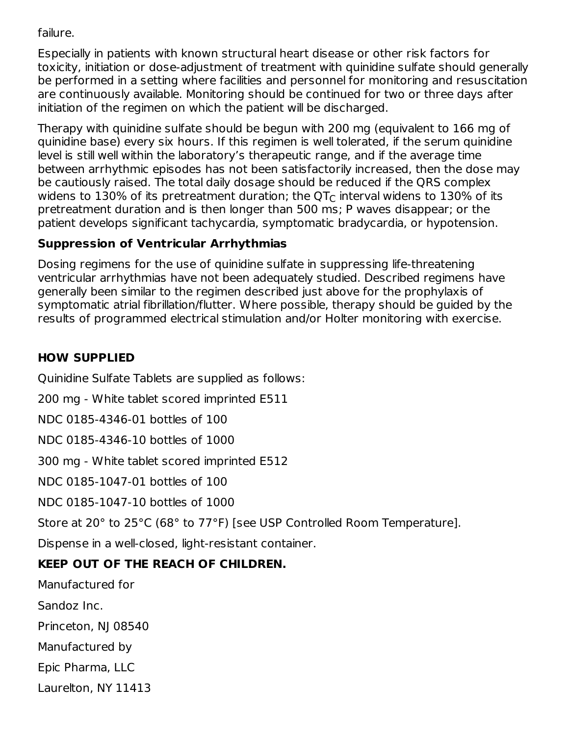failure.

Especially in patients with known structural heart disease or other risk factors for toxicity, initiation or dose-adjustment of treatment with quinidine sulfate should generally be performed in a setting where facilities and personnel for monitoring and resuscitation are continuously available. Monitoring should be continued for two or three days after initiation of the regimen on which the patient will be discharged.

Therapy with quinidine sulfate should be begun with 200 mg (equivalent to 166 mg of quinidine base) every six hours. If this regimen is well tolerated, if the serum quinidine level is still well within the laboratory's therapeutic range, and if the average time between arrhythmic episodes has not been satisfactorily increased, then the dose may be cautiously raised. The total daily dosage should be reduced if the QRS complex widens to 130% of its pretreatment duration; the $QT_C$ interval widens to 130% of its pretreatment duration and is then longer than 500 ms; P waves disappear; or the patient develops significant tachycardia, symptomatic bradycardia, or hypotension.

### Suppression of Ventricular Arrhythmias

Dosing regimens for the use of quinidine sulfate in suppressing life-threatening ventricular arrhythmias have not been adequately studied. Described regimens have generally been similar to the regimen described just above for the prophylaxis of symptomatic atrial fibrillation/flutter. Where possible, therapy should be guided by the results of programmed electrical stimulation and/or Holter monitoring with exercise.

## HOW SUPPLIED

Quinidine Sulfate Tablets are supplied as follows:

200 mg - White tablet scored imprinted E511

NDC 0185-4346-01 bottles of 100

NDC 0185-4346-10 bottles of 1000

300 mg - White tablet scored imprinted E512

NDC 0185-1047-01 bottles of 100

NDC 0185-1047-10 bottles of 1000

Store at 20° to 25°C (68° to 77°F) [see USP Controlled Room Temperature].

Dispense in a well-closed, light-resistant container.

**KEEP OUT OF THE REACH OF CHILDREN.**

Manufactured for

Sandoz Inc.

Princeton, NJ 08540

Manufactured by

Epic Pharma, LLC

Laurelton, NY 11413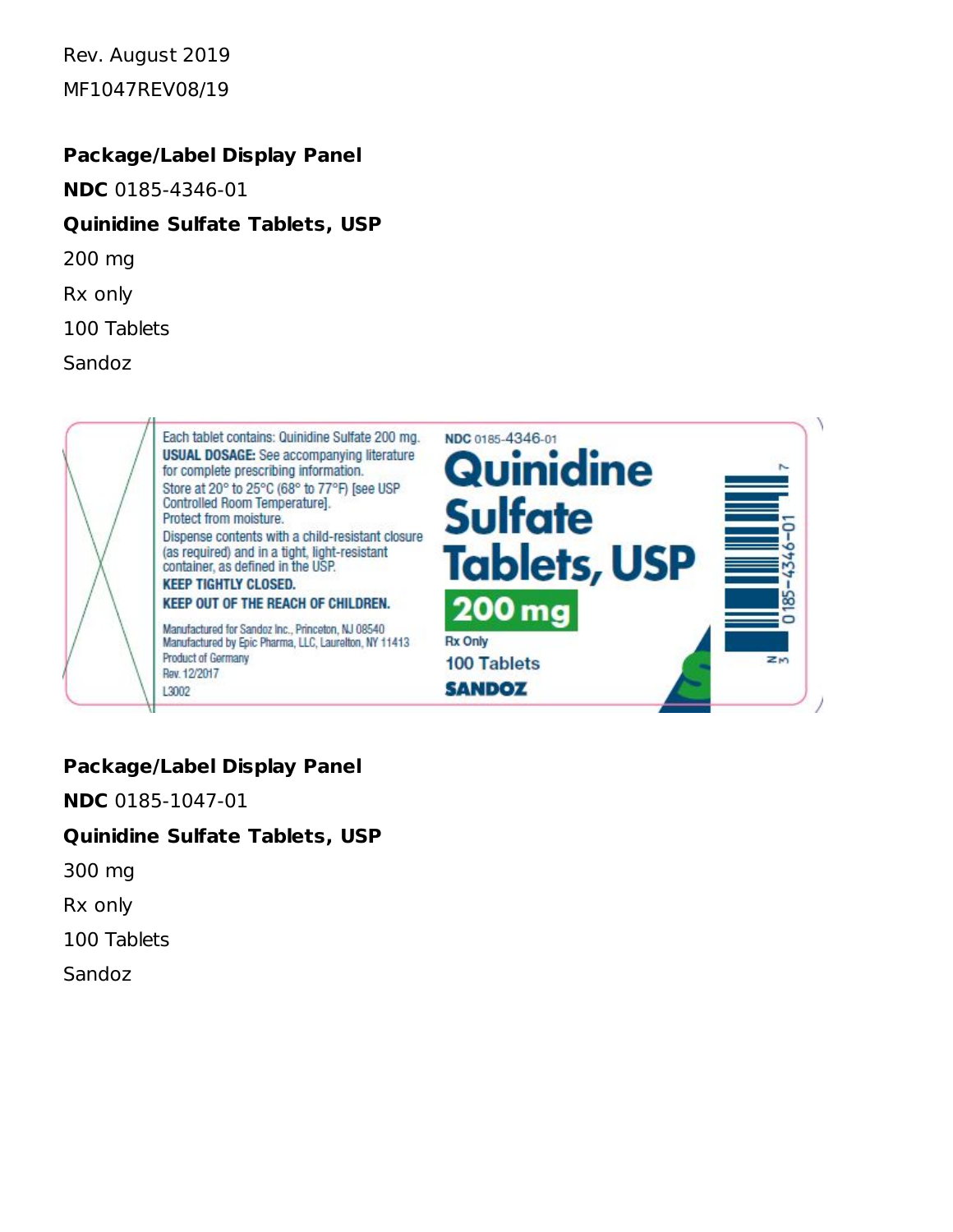Rev. August 2019

MF1047REV08/19

**Package/Label Display Panel**

**NDC** 0185-4346-01

**Quinidine Sulfate Tablets, USP**

200 mg

Rx only

100 Tablets

Sandoz

Each tablet contains: Quinidine Sulfate 200 mg.
**USUAL DOSAGE:** See accompanying literature for complete prescribing information.
Store at 20° to 25°C (68° to 77°F) [see USP Controlled Room Temperature].
Protect from moisture.
Dispense contents with a child-resistant closure (as required) and in a tight, light-resistant container, as defined in the USP.
**KEEP TIGHTLY CLOSED.**
**KEEP OUT OF THE REACH OF CHILDREN.**

Manufactured for Sandoz Inc., Princeton, NJ 08540
Manufactured by Epic Pharma, LLC, Laurelton, NY 11413
Product of Germany
Rev. 12/2017
L3002

**NDC** 0185-4346-01
**Quinidine Sulfate Tablets, USP**
**200 mg**
Rx Only
100 Tablets
SANDOZ

N 3 0185-4346-01 7

**Package/Label Display Panel**

**NDC** 0185-1047-01

**Quinidine Sulfate Tablets, USP**

300 mg

Rx only

100 Tablets

Sandoz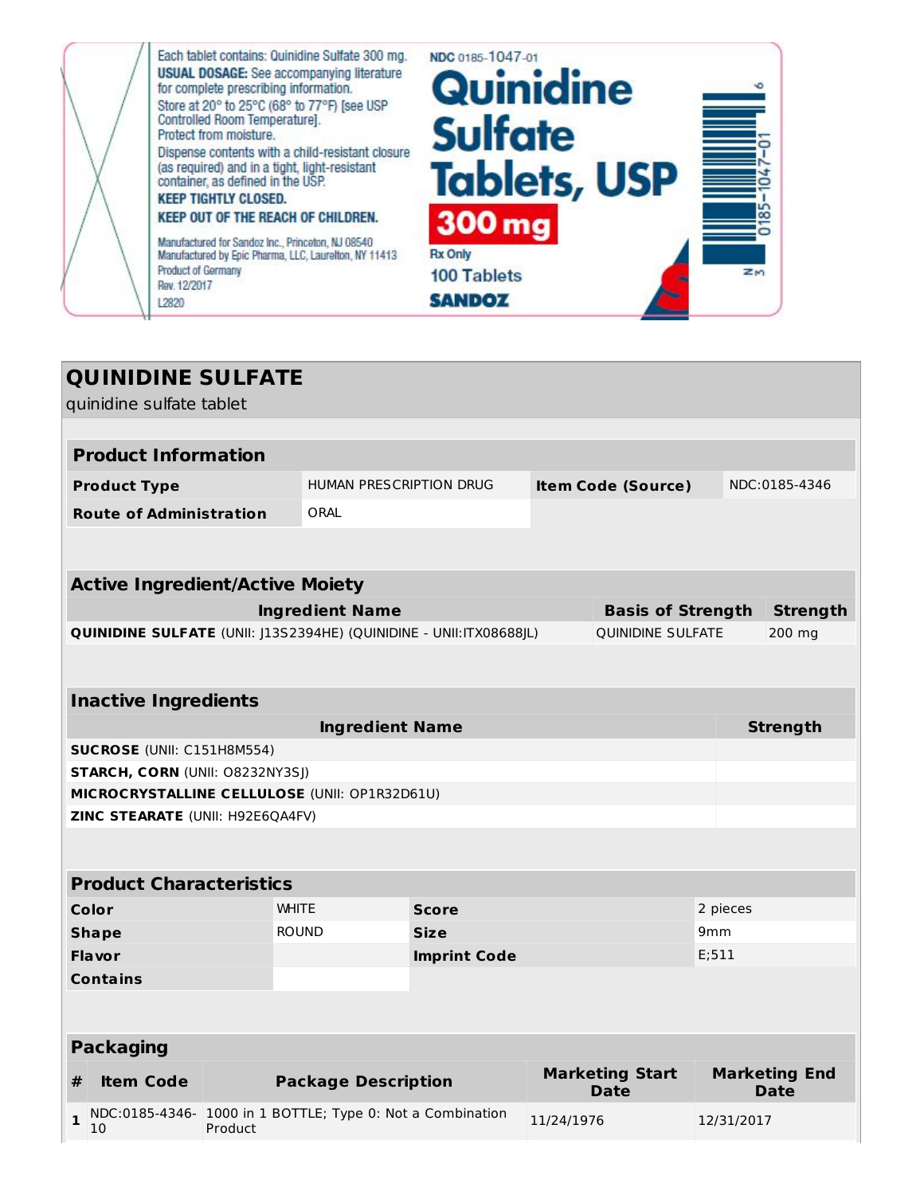Each tablet contains: Quinidine Sulfate 300 mg.
**USUAL DOSAGE:** See accompanying literature for complete prescribing information.
Store at 20° to 25°C (68° to 77°F) [see USP Controlled Room Temperature].
Protect from moisture.
Dispense contents with a child-resistant closure (as required) and in a tight, light-resistant container, as defined in the USP.
**KEEP TIGHTLY CLOSED.**
**KEEP OUT OF THE REACH OF CHILDREN.**

Manufactured for Sandoz Inc., Princeton, NJ 08540
Manufactured by Epic Pharma, LLC, Laurelton, NY 11413
Product of Germany
Rev. 12/2017
L2820

NDC 0185-1047-01

**Quinidine Sulfate Tablets, USP**

**300 mg**

Rx Only

100 Tablets

**SANDOZ**

N 3 0185-1047-01 6

# QUINIDINE SULFATE

quinidine sulfate tablet

| **Product Information** | | | |
|---|---|---|---|
| **Product Type** | HUMAN PRESCRIPTION DRUG | **Item Code (Source)** | NDC:0185-4346 |
| **Route of Administration** | ORAL | | |

| **Active Ingredient/Active Moiety** | | |
|---|---|---|
| **Ingredient Name** | **Basis of Strength** | **Strength** |
| **QUINIDINE SULFATE** (UNII: J13S2394HE) (QUINIDINE - UNII:ITX08688JL) | QUINIDINE SULFATE | 200 mg |

| **Inactive Ingredients** | |
|---|---|
| **Ingredient Name** | **Strength** |
| **SUCROSE** (UNII: C151H8M554) | |
| **STARCH, CORN** (UNII: O8232NY3SJ) | |
| **MICROCRYSTALLINE CELLULOSE** (UNII: OP1R32D61U) | |
| **ZINC STEARATE** (UNII: H92E6QA4FV) | |

| **Product Characteristics** | | | |
|---|---|---|---|
| **Color** | WHITE | **Score** | 2 pieces |
| **Shape** | ROUND | **Size** | 9mm |
| **Flavor** | | **Imprint Code** | E;511 |
| **Contains** | | | |

| **Packaging** | | | | |
|---|---|---|---|---|
| **#** | **Item Code** | **Package Description** | **Marketing Start Date** | **Marketing End Date** |
| **1** | NDC:0185-4346-10 | 1000 in 1 BOTTLE; Type 0: Not a Combination Product | 11/24/1976 | 12/31/2017 |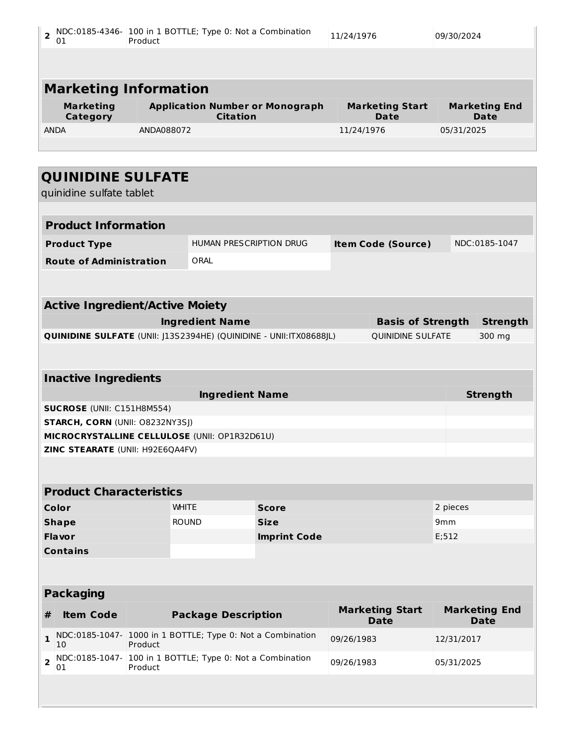| 2 | NDC:0185-4346-01 | 100 in 1 BOTTLE; Type 0: Not a Combination Product | 11/24/1976 | 09/30/2024 |
|---|---|---|---|---|

## Marketing Information

| Marketing Category | Application Number or Monograph Citation | Marketing Start Date | Marketing End Date |
|---|---|---|---|
| ANDA | ANDA088072 | 11/24/1976 | 05/31/2025 |

# QUINIDINE SULFATE

quinidine sulfate tablet

## Product Information

| Product Type | HUMAN PRESCRIPTION DRUG | Item Code (Source) | NDC:0185-1047 |
|---|---|---|---|
| Route of Administration | ORAL | | |

## Active Ingredient/Active Moiety

| Ingredient Name | Basis of Strength | Strength |
|---|---|---|
| **QUINIDINE SULFATE** (UNII: J13S2394HE) (QUINIDINE - UNII:ITX08688JL) | QUINIDINE SULFATE | 300 mg |

## Inactive Ingredients

| Ingredient Name | Strength |
|---|---|
| **SUCROSE** (UNII: C151H8M554) | |
| **STARCH, CORN** (UNII: O8232NY3SJ) | |
| **MICROCRYSTALLINE CELLULOSE** (UNII: OP1R32D61U) | |
| **ZINC STEARATE** (UNII: H92E6QA4FV) | |

## Product Characteristics

| | | | |
|---|---|---|---|
| Color | WHITE | Score | 2 pieces |
| Shape | ROUND | Size | 9mm |
| Flavor | | Imprint Code | E;512 |
| Contains | | | |

## Packaging

| # | Item Code | Package Description | Marketing Start Date | Marketing End Date |
|---|---|---|---|---|
| 1 | NDC:0185-1047-10 | 1000 in 1 BOTTLE; Type 0: Not a Combination Product | 09/26/1983 | 12/31/2017 |
| 2 | NDC:0185-1047-01 | 100 in 1 BOTTLE; Type 0: Not a Combination Product | 09/26/1983 | 05/31/2025 |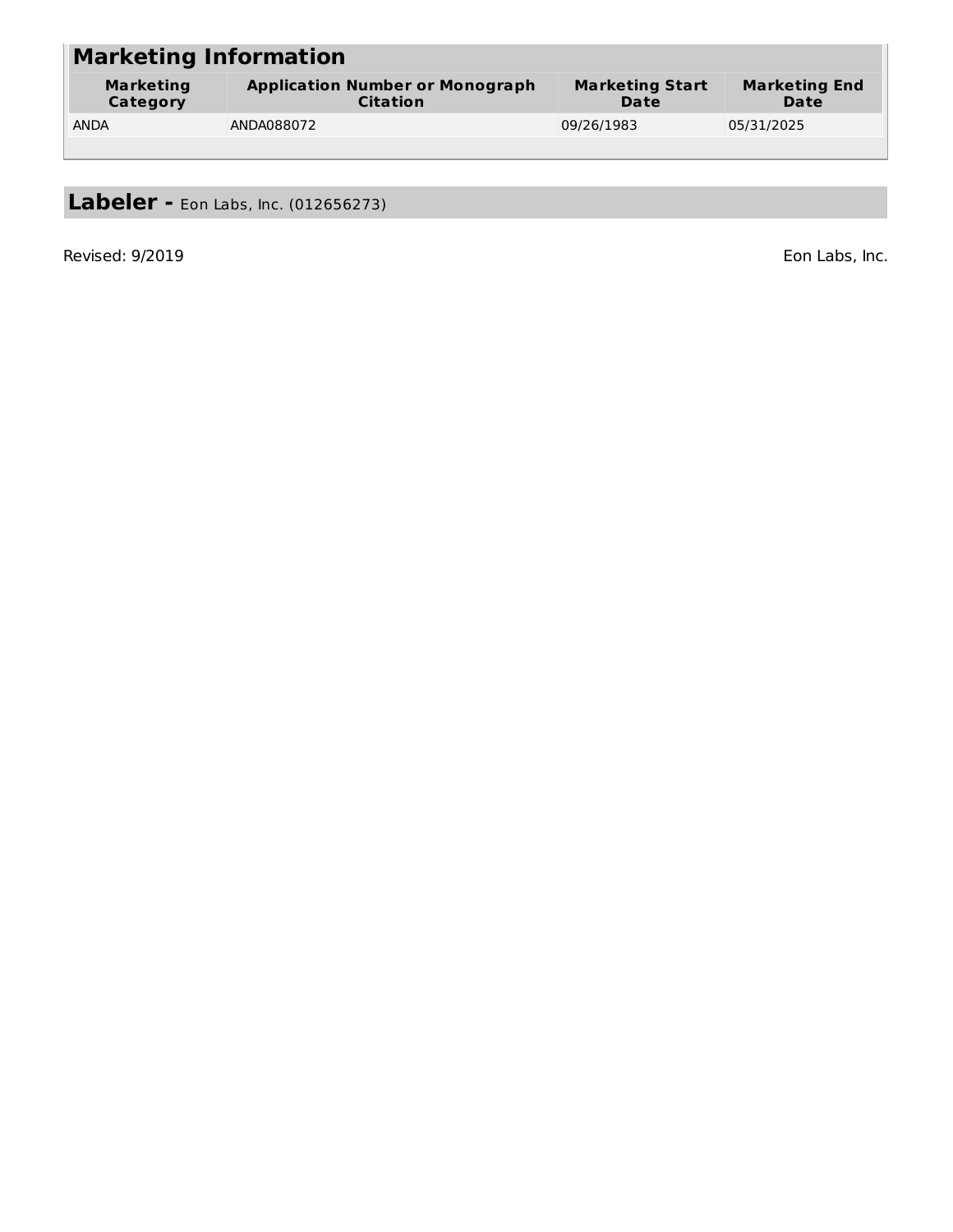## Marketing Information

| Marketing Category | Application Number or Monograph Citation | Marketing Start Date | Marketing End Date |
| --- | --- | --- | --- |
| ANDA | ANDA088072 | 09/26/1983 | 05/31/2025 |

## Labeler - Eon Labs, Inc. (012656273)

Revised: 9/2019

Eon Labs, Inc.